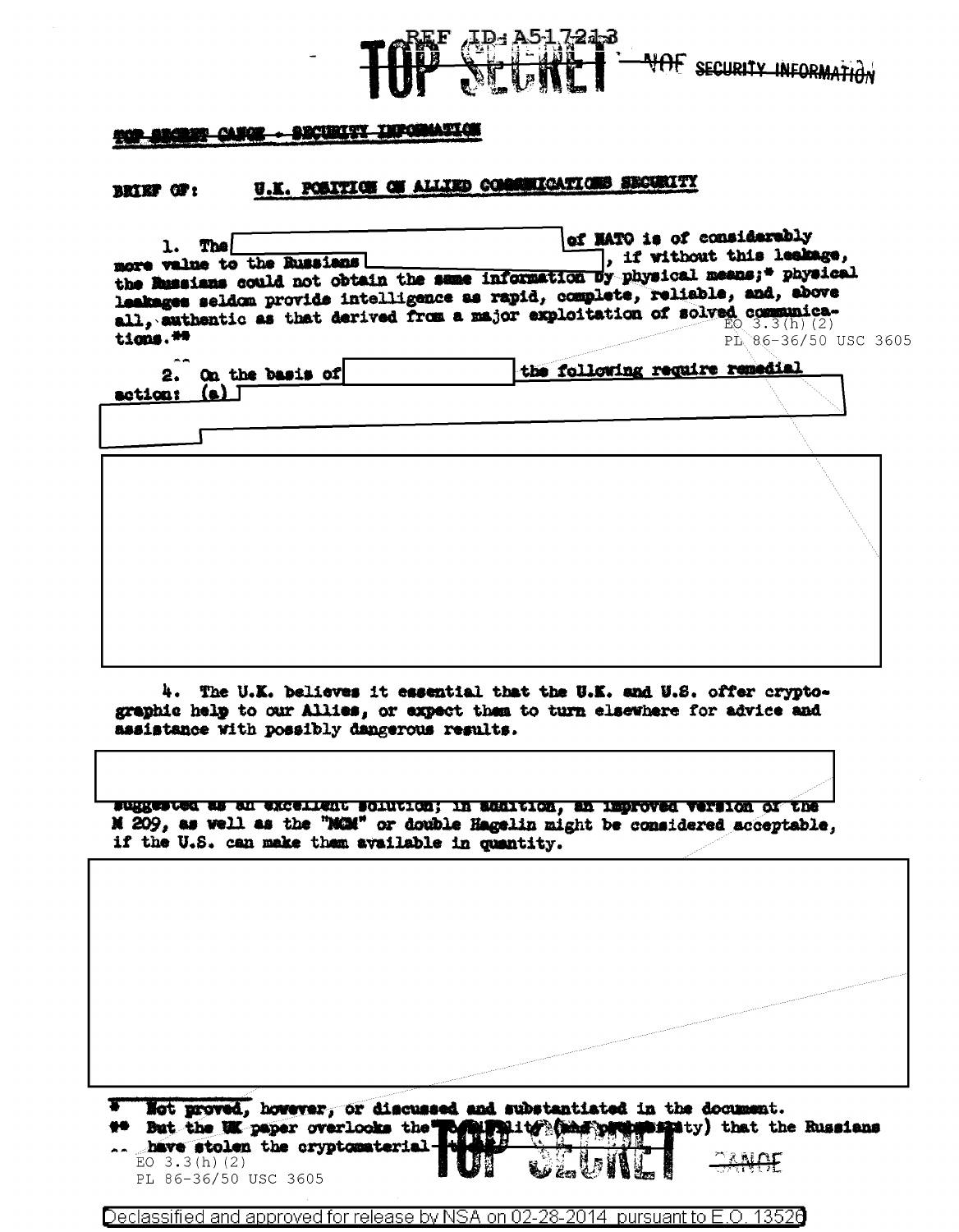TOP SECRET CANOE - SECURITY INFORMATION

BRIEF OF: U.K. POSITION ON ALLIED COMMUNICATIONS SECURITY

1. The [redacted] of NATO is of considerably more value to the Russians [redacted], if without this leakage, the Russians could not obtain the same information by physical means;* physical leakages seldom provide intelligence as rapid, complete, reliable, and, above all, authentic as that derived from a major exploitation of solved communications.**

EO 3.3(h)(2)
PL 86-36/50 USC 3605

2. On the basis of [redacted] the following require remedial action: (a) [redacted]

[redacted]

4. The U.K. believes it essential that the U.K. and U.S. offer cryptographic help to our Allies, or expect them to turn elsewhere for advice and assistance with possibly dangerous results.

[redacted] suggested as an excellent solution; in addition, an improved version of the M 209, as well as the "NCM" or double Hagelin might be considered acceptable, if the U.S. can make them available in quantity.

[redacted]

\* Not proved, however, or discussed and substantiated in the document.

\*\* But the UK paper overlooks the possibility (and probability) that the Russians have stolen the cryptomaterial [redacted]

EO 3.3(h)(2)
PL 86-36/50 USC 3605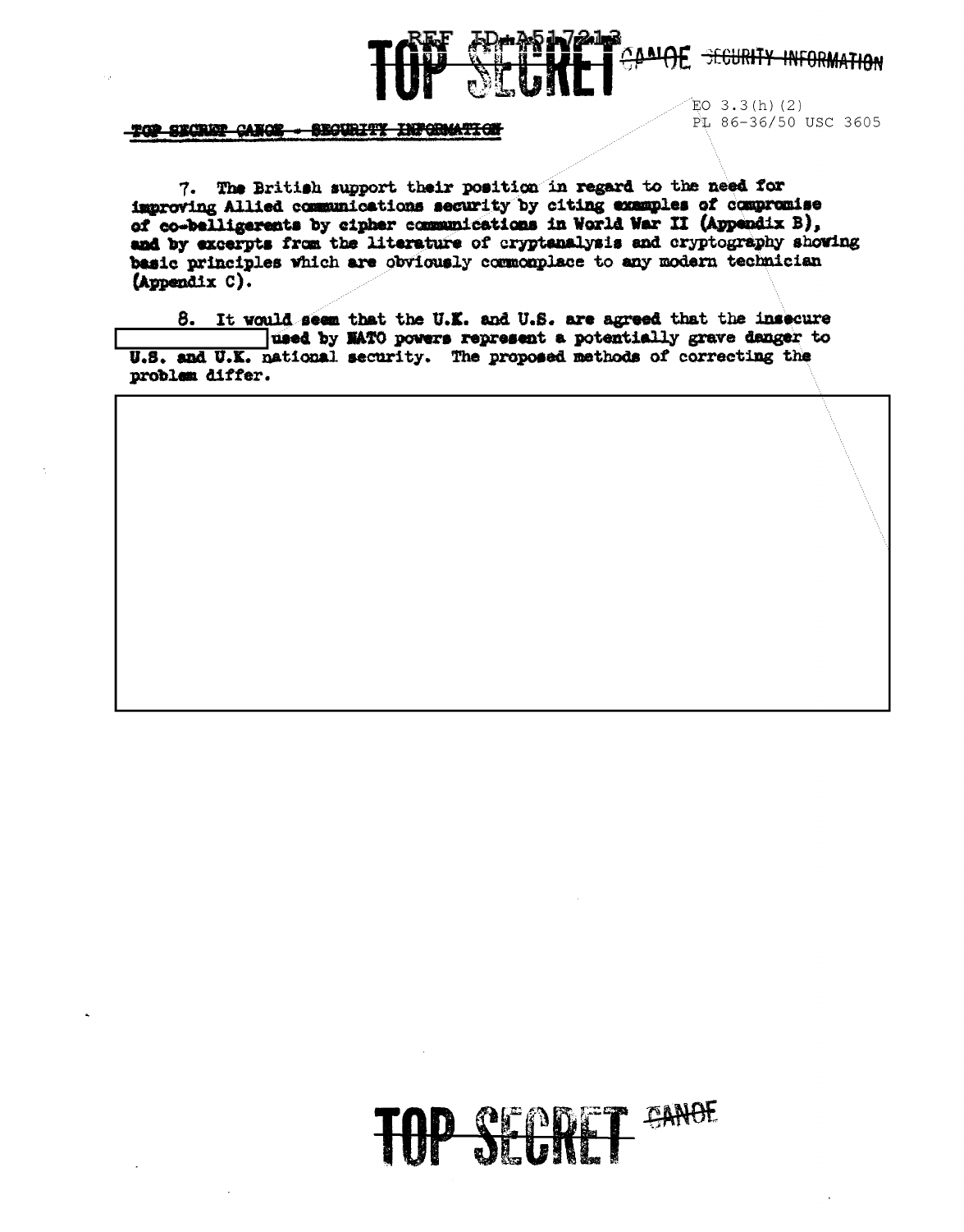TOP SECRET CANOE ~~SECURITY INFORMATION~~

EO 3.3(h)(2)
PL 86-36/50 USC 3605

~~TOP SECRET CANOE - SECURITY INFORMATION~~

7. The British support their position in regard to the need for improving Allied communications security by citing examples of compromise of co-belligerents by cipher communications in World War II (Appendix B), and by excerpts from the literature of cryptanalysis and cryptography showing basic principles which are obviously commonplace to any modern technician (Appendix C).

8. It would seem that the U.K. and U.S. are agreed that the insecure [REDACTED] used by NATO powers represent a potentially grave danger to U.S. and U.K. national security. The proposed methods of correcting the problem differ.

[REDACTED]

TOP SECRET CANOE